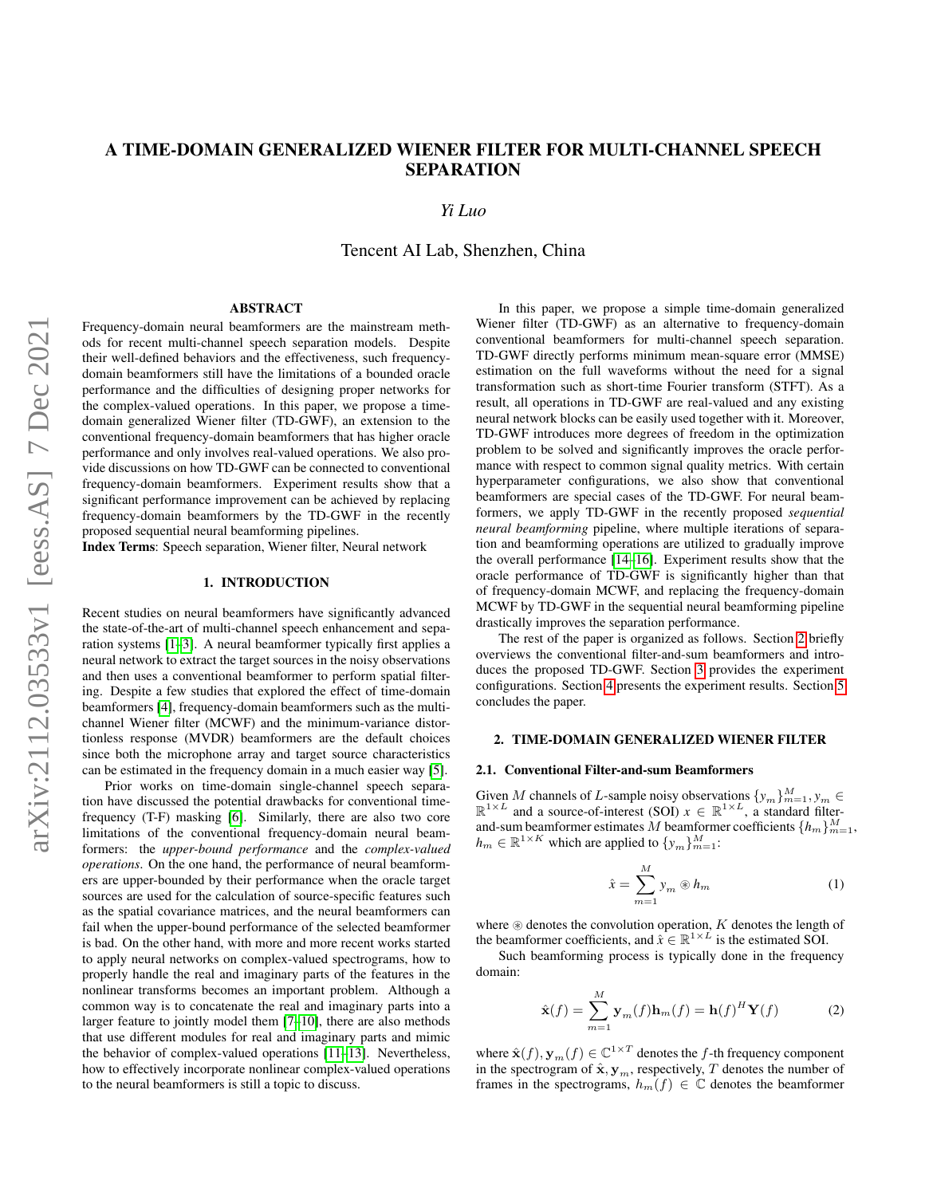# A TIME-DOMAIN GENERALIZED WIENER FILTER FOR MULTI-CHANNEL SPEECH SEPARATION

*Yi Luo*

Tencent AI Lab, Shenzhen, China

## ABSTRACT

Frequency-domain neural beamformers are the mainstream methods for recent multi-channel speech separation models. Despite their well-defined behaviors and the effectiveness, such frequency-domain beamformers still have the limitations of a bounded oracle performance and the difficulties of designing proper networks for the complex-valued operations. In this paper, we propose a time-domain generalized Wiener filter (TD-GWF), an extension to the conventional frequency-domain beamformers that has higher oracle performance and only involves real-valued operations. We also provide discussions on how TD-GWF can be connected to conventional frequency-domain beamformers. Experiment results show that a significant performance improvement can be achieved by replacing frequency-domain beamformers by the TD-GWF in the recently proposed sequential neural beamforming pipelines.

**Index Terms**: Speech separation, Wiener filter, Neural network

## 1. INTRODUCTION

Recent studies on neural beamformers have significantly advanced the state-of-the-art of multi-channel speech enhancement and separation systems [1–3]. A neural beamformer typically first applies a neural network to extract the target sources in the noisy observations and then uses a conventional beamformer to perform spatial filtering. Despite a few studies that explored the effect of time-domain beamformers [4], frequency-domain beamformers such as the multi-channel Wiener filter (MCWF) and the minimum-variance distortionless response (MVDR) beamformers are the default choices since both the microphone array and target source characteristics can be estimated in the frequency domain in a much easier way [5].

Prior works on time-domain single-channel speech separation have discussed the potential drawbacks for conventional time-frequency (T-F) masking [6]. Similarly, there are also two core limitations of the conventional frequency-domain neural beamformers: the *upper-bound performance* and the *complex-valued operations*. On the one hand, the performance of neural beamformers are upper-bounded by their performance when the oracle target sources are used for the calculation of source-specific features such as the spatial covariance matrices, and the neural beamformers can fail when the upper-bound performance of the selected beamformer is bad. On the other hand, with more and more recent works started to apply neural networks on complex-valued spectrograms, how to properly handle the real and imaginary parts of the features in the nonlinear transforms becomes an important problem. Although a common way is to concatenate the real and imaginary parts into a larger feature to jointly model them [7–10], there are also methods that use different modules for real and imaginary parts and mimic the behavior of complex-valued operations [11–13]. Nevertheless, how to effectively incorporate nonlinear complex-valued operations to the neural beamformers is still a topic to discuss.

In this paper, we propose a simple time-domain generalized Wiener filter (TD-GWF) as an alternative to frequency-domain conventional beamformers for multi-channel speech separation. TD-GWF directly performs minimum mean-square error (MMSE) estimation on the full waveforms without the need for a signal transformation such as short-time Fourier transform (STFT). As a result, all operations in TD-GWF are real-valued and any existing neural network blocks can be easily used together with it. Moreover, TD-GWF introduces more degrees of freedom in the optimization problem to be solved and significantly improves the oracle performance with respect to common signal quality metrics. With certain hyperparameter configurations, we also show that conventional beamformers are special cases of the TD-GWF. For neural beamformers, we apply TD-GWF in the recently proposed *sequential neural beamforming* pipeline, where multiple iterations of separation and beamforming operations are utilized to gradually improve the overall performance [14–16]. Experiment results show that the oracle performance of TD-GWF is significantly higher than that of frequency-domain MCWF, and replacing the frequency-domain MCWF by TD-GWF in the sequential neural beamforming pipeline drastically improves the separation performance.

The rest of the paper is organized as follows. Section 2 briefly overviews the conventional filter-and-sum beamformers and introduces the proposed TD-GWF. Section 3 provides the experiment configurations. Section 4 presents the experiment results. Section 5 concludes the paper.

## 2. TIME-DOMAIN GENERALIZED WIENER FILTER

### 2.1. Conventional Filter-and-sum Beamformers

Given $M$ channels of $L$-sample noisy observations $\{y_m\}_{m=1}^M, y_m \in \mathbb{R}^{1\times L}$ and a source-of-interest (SOI) $x \in \mathbb{R}^{1\times L}$, a standard filter-and-sum beamformer estimates $M$ beamformer coefficients $\{h_m\}_{m=1}^M$, $h_m \in \mathbb{R}^{1\times K}$ which are applied to $\{y_m\}_{m=1}^M$:

$$\hat{x} = \sum_{m=1}^{M} y_m \circledast h_m \tag{1}$$

where $\circledast$ denotes the convolution operation, $K$ denotes the length of the beamformer coefficients, and $\hat{x} \in \mathbb{R}^{1\times L}$ is the estimated SOI.

Such beamforming process is typically done in the frequency domain:

$$\hat{\mathbf{x}}(f) = \sum_{m=1}^{M} \mathbf{y}_m(f)\mathbf{h}_m(f) = \mathbf{h}(f)^H\mathbf{Y}(f) \tag{2}$$

where $\hat{\mathbf{x}}(f), \mathbf{y}_m(f) \in \mathbb{C}^{1\times T}$ denotes the $f$-th frequency component in the spectrogram of $\hat{\mathbf{x}}, \mathbf{y}_m$, respectively, $T$ denotes the number of frames in the spectrograms, $h_m(f) \in \mathbb{C}$ denotes the beamformer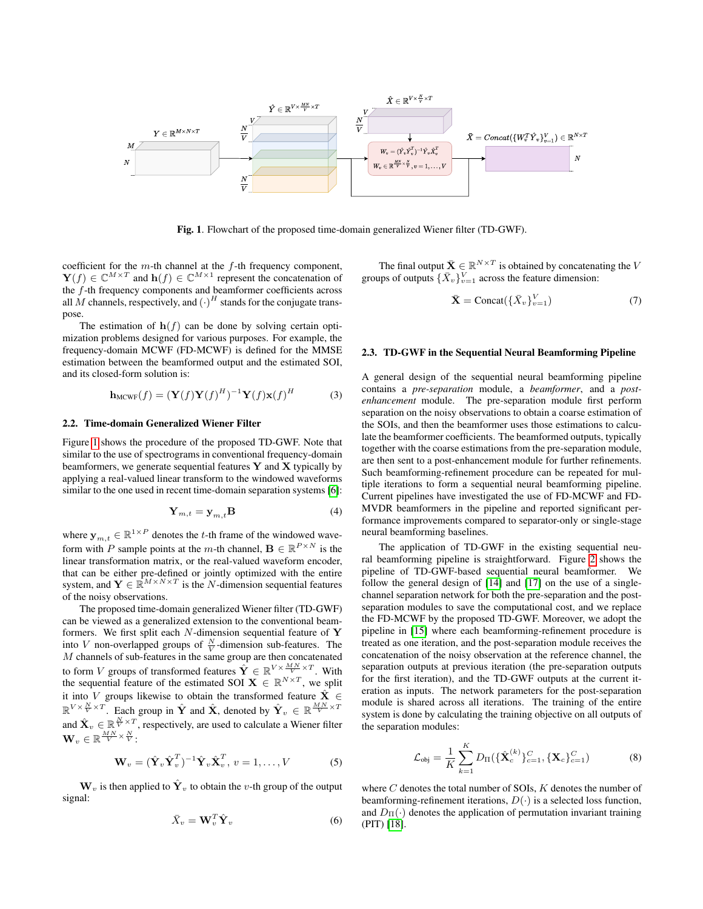**Fig. 1**. Flowchart of the proposed time-domain generalized Wiener filter (TD-GWF).

coefficient for the $m$-th channel at the $f$-th frequency component, $\mathbf{Y}(f) \in \mathbb{C}^{M\times T}$ and $\mathbf{h}(f) \in \mathbb{C}^{M\times 1}$ represent the concatenation of the $f$-th frequency components and beamformer coefficients across all $M$ channels, respectively, and $(\cdot)^H$ stands for the conjugate transpose.

The estimation of $\mathbf{h}(f)$ can be done by solving certain optimization problems designed for various purposes. For example, the frequency-domain MCWF (FD-MCWF) is defined for the MMSE estimation between the beamformed output and the estimated SOI, and its closed-form solution is:

$$\mathbf{h}_{\text{MCWF}}(f) = (\mathbf{Y}(f)\mathbf{Y}(f)^H)^{-1}\mathbf{Y}(f)\mathbf{x}(f)^H \tag{3}$$

### 2.2. Time-domain Generalized Wiener Filter

Figure 1 shows the procedure of the proposed TD-GWF. Note that similar to the use of spectrograms in conventional frequency-domain beamformers, we generate sequential features $\mathbf{Y}$ and $\mathbf{X}$ typically by applying a real-valued linear transform to the windowed waveforms similar to the one used in recent time-domain separation systems [6]:

$$\mathbf{Y}_{m,t} = \mathbf{y}_{m,t}\mathbf{B} \tag{4}$$

where $\mathbf{y}_{m,t} \in \mathbb{R}^{1\times P}$ denotes the $t$-th frame of the windowed waveform with $P$ sample points at the $m$-th channel, $\mathbf{B} \in \mathbb{R}^{P\times N}$ is the linear transformation matrix, or the real-valued waveform encoder, that can be either pre-defined or jointly optimized with the entire system, and $\mathbf{Y} \in \mathbb{R}^{M\times N\times T}$ is the $N$-dimension sequential features of the noisy observations.

The proposed time-domain generalized Wiener filter (TD-GWF) can be viewed as a generalized extension to the conventional beamformers. We first split each $N$-dimension sequential feature of $\mathbf{Y}$ into $V$ non-overlapped groups of $\frac{N}{V}$-dimension sub-features. The $M$ channels of sub-features in the same group are then concatenated to form $V$ groups of transformed features $\hat{\mathbf{Y}} \in \mathbb{R}^{V\times\frac{MN}{V}\times T}$. With the sequential feature of the estimated SOI $\mathbf{X} \in \mathbb{R}^{N\times T}$, we split it into $V$ groups likewise to obtain the transformed feature $\hat{\mathbf{X}} \in \mathbb{R}^{V\times\frac{N}{V}\times T}$. Each group in $\hat{\mathbf{Y}}$ and $\hat{\mathbf{X}}$, denoted by $\hat{\mathbf{Y}}_v \in \mathbb{R}^{\frac{MN}{V}\times T}$ and $\hat{\mathbf{X}}_v \in \mathbb{R}^{\frac{N}{V}\times T}$, respectively, are used to calculate a Wiener filter $\mathbf{W}_v \in \mathbb{R}^{\frac{MN}{V}\times\frac{N}{V}}$:

$$\mathbf{W}_v = (\hat{\mathbf{Y}}_v\hat{\mathbf{Y}}_v^T)^{-1}\hat{\mathbf{Y}}_v\hat{\mathbf{X}}_v^T,\; v = 1,\ldots,V \tag{5}$$

$\mathbf{W}_v$ is then applied to $\hat{\mathbf{Y}}_v$ to obtain the $v$-th group of the output signal:

$$\bar{X}_v = \mathbf{W}_v^T\hat{\mathbf{Y}}_v \tag{6}$$

The final output $\bar{\mathbf{X}} \in \mathbb{R}^{N\times T}$ is obtained by concatenating the $V$ groups of outputs $\{\bar{X}_v\}_{v=1}^V$ across the feature dimension:

$$\bar{\mathbf{X}} = \text{Concat}(\{\bar{X}_v\}_{v=1}^V) \tag{7}$$

### 2.3. TD-GWF in the Sequential Neural Beamforming Pipeline

A general design of the sequential neural beamforming pipeline contains a *pre-separation* module, a *beamformer*, and a *post-enhancement* module. The pre-separation module first perform separation on the noisy observations to obtain a coarse estimation of the SOIs, and then the beamformer uses those estimations to calculate the beamformer coefficients. The beamformed outputs, typically together with the coarse estimations from the pre-separation module, are then sent to a post-enhancement module for further refinements. Such beamforming-refinement procedure can be repeated for multiple iterations to form a sequential neural beamforming pipeline. Current pipelines have investigated the use of FD-MCWF and FD-MVDR beamformers in the pipeline and reported significant performance improvements compared to separator-only or single-stage neural beamforming baselines.

The application of TD-GWF in the existing sequential neural beamforming pipeline is straightforward. Figure 2 shows the pipeline of TD-GWF-based sequential neural beamformer. We follow the general design of [14] and [17] on the use of a single-channel separation network for both the pre-separation and the post-separation modules to save the computational cost, and we replace the FD-MCWF by the proposed TD-GWF. Moreover, we adopt the pipeline in [15] where each beamforming-refinement procedure is treated as one iteration, and the post-separation module receives the concatenation of the noisy observation at the reference channel, the separation outputs at previous iteration (the pre-separation outputs for the first iteration), and the TD-GWF outputs at the current iteration as inputs. The network parameters for the post-separation module is shared across all iterations. The training of the entire system is done by calculating the training objective on all outputs of the separation modules:

$$\mathcal{L}_{\text{obj}} = \frac{1}{K}\sum_{k=1}^{K} D_{\Pi}(\{\hat{\mathbf{X}}_c^{(k)}\}_{c=1}^C, \{\mathbf{X}_c\}_{c=1}^C) \tag{8}$$

where $C$ denotes the total number of SOIs, $K$ denotes the number of beamforming-refinement iterations, $D(\cdot)$ is a selected loss function, and $D_{\Pi}(\cdot)$ denotes the application of permutation invariant training (PIT) [18].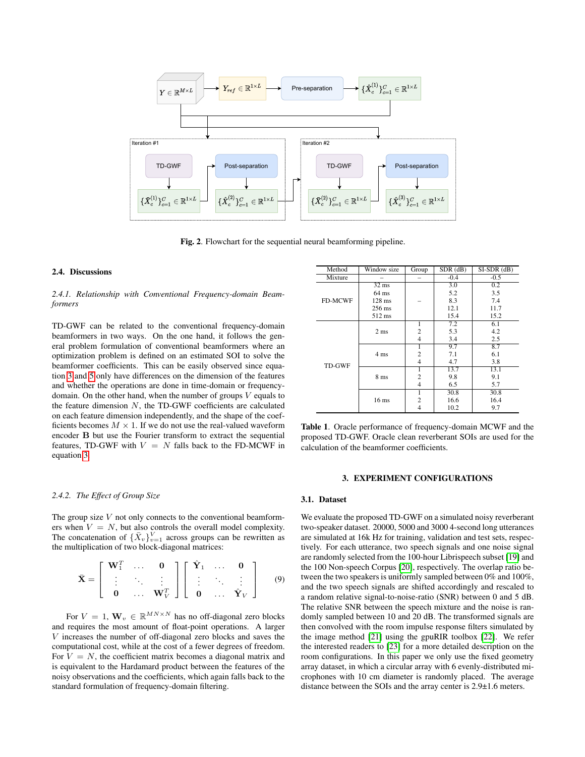Fig. 2. Flowchart for the sequential neural beamforming pipeline.

### 2.4. Discussions

#### *2.4.1. Relationship with Conventional Frequency-domain Beamformers*

TD-GWF can be related to the conventional frequency-domain beamformers in two ways. On the one hand, it follows the general problem formulation of conventional beamformers where an optimization problem is defined on an estimated SOI to solve the beamformer coefficients. This can be easily observed since equation 3 and 5 only have differences on the dimension of the features and whether the operations are done in time-domain or frequency-domain. On the other hand, when the number of groups $V$ equals to the feature dimension $N$, the TD-GWF coefficients are calculated on each feature dimension independently, and the shape of the coefficients becomes $M \times 1$. If we do not use the real-valued waveform encoder $\mathbf{B}$ but use the Fourier transform to extract the sequential features, TD-GWF with $V = N$ falls back to the FD-MCWF in equation 3.

#### *2.4.2. The Effect of Group Size*

The group size $V$ not only connects to the conventional beamformers when $V = N$, but also controls the overall model complexity. The concatenation of $\{\bar{X}_v\}_{v=1}^{V}$ across groups can be rewritten as the multiplication of two block-diagonal matrices:

$$\bar{\mathbf{X}} = \begin{bmatrix} \mathbf{W}_1^T & \dots & \mathbf{0} \\ \vdots & \ddots & \vdots \\ \mathbf{0} & \dots & \mathbf{W}_V^T \end{bmatrix} \begin{bmatrix} \hat{\mathbf{Y}}_1 & \dots & \mathbf{0} \\ \vdots & \ddots & \vdots \\ \mathbf{0} & \dots & \hat{\mathbf{Y}}_V \end{bmatrix} \quad (9)$$

For $V = 1$, $\mathbf{W}_v \in \mathbb{R}^{MN \times N}$ has no off-diagonal zero blocks and requires the most amount of float-point operations. A larger $V$ increases the number of off-diagonal zero blocks and saves the computational cost, while at the cost of a fewer degrees of freedom. For $V = N$, the coefficient matrix becomes a diagonal matrix and is equivalent to the Hardamard product between the features of the noisy observations and the coefficients, which again falls back to the standard formulation of frequency-domain filtering.

| Method | Window size | Group | SDR (dB) | SI-SDR (dB) |
|---|---|---|---|---|
| Mixture | – | – | -0.4 | -0.5 |
| FD-MCWF | 32 ms | – | 3.0 | 0.2 |
| | 64 ms | | 5.2 | 3.5 |
| | 128 ms | | 8.3 | 7.4 |
| | 256 ms | | 12.1 | 11.7 |
| | 512 ms | | 15.4 | 15.2 |
| TD-GWF | 2 ms | 1 | 7.2 | 6.1 |
| | | 2 | 5.3 | 4.2 |
| | | 4 | 3.4 | 2.5 |
| | 4 ms | 1 | 9.7 | 8.7 |
| | | 2 | 7.1 | 6.1 |
| | | 4 | 4.7 | 3.8 |
| | 8 ms | 1 | 13.7 | 13.1 |
| | | 2 | 9.8 | 9.1 |
| | | 4 | 6.5 | 5.7 |
| | 16 ms | 1 | 30.8 | 30.8 |
| | | 2 | 16.6 | 16.4 |
| | | 4 | 10.2 | 9.7 |

**Table 1**. Oracle performance of frequency-domain MCWF and the proposed TD-GWF. Oracle clean reverberant SOIs are used for the calculation of the beamformer coefficients.

## 3. EXPERIMENT CONFIGURATIONS

### 3.1. Dataset

We evaluate the proposed TD-GWF on a simulated noisy reverberant two-speaker dataset. 20000, 5000 and 3000 4-second long utterances are simulated at 16k Hz for training, validation and test sets, respectively. For each utterance, two speech signals and one noise signal are randomly selected from the 100-hour Librispeech subset [19] and the 100 Non-speech Corpus [20], respectively. The overlap ratio between the two speakers is uniformly sampled between 0% and 100%, and the two speech signals are shifted accordingly and rescaled to a random relative signal-to-noise-ratio (SNR) between 0 and 5 dB. The relative SNR between the speech mixture and the noise is randomly sampled between 10 and 20 dB. The transformed signals are then convolved with the room impulse response filters simulated by the image method [21] using the gpuRIR toolbox [22]. We refer the interested readers to [23] for a more detailed description on the room configurations. In this paper we only use the fixed geometry array dataset, in which a circular array with 6 evenly-distributed microphones with 10 cm diameter is randomly placed. The average distance between the SOIs and the array center is 2.9±1.6 meters.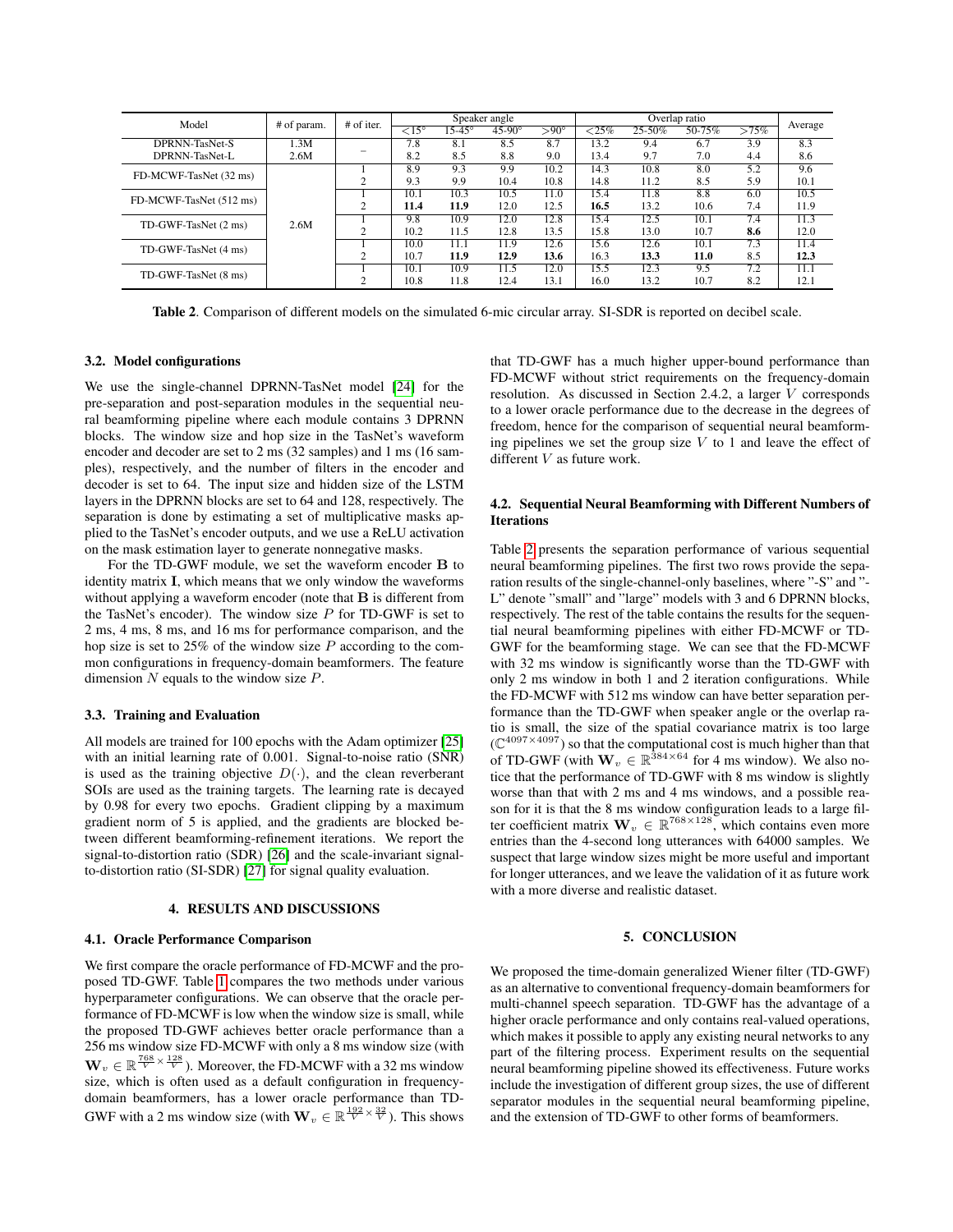| Model | # of param. | # of iter. | Speaker angle | | | | Overlap ratio | | | | Average |
|---|---|---|---|---|---|---|---|---|---|---|---|
| | | | <15° | 15-45° | 45-90° | >90° | <25% | 25-50% | 50-75% | >75% | |
| DPRNN-TasNet-S | 1.3M | – | 7.8 | 8.1 | 8.5 | 8.7 | 13.2 | 9.4 | 6.7 | 3.9 | 8.3 |
| DPRNN-TasNet-L | 2.6M | | 8.2 | 8.5 | 8.8 | 9.0 | 13.4 | 9.7 | 7.0 | 4.4 | 8.6 |
| FD-MCWF-TasNet (32 ms) | 2.6M | 1 | 8.9 | 9.3 | 9.9 | 10.2 | 14.3 | 10.8 | 8.0 | 5.2 | 9.6 |
| | | 2 | 9.3 | 9.9 | 10.4 | 10.8 | 14.8 | 11.2 | 8.5 | 5.9 | 10.1 |
| FD-MCWF-TasNet (512 ms) | | 1 | 10.1 | 10.3 | 10.5 | 11.0 | 15.4 | 11.8 | 8.8 | 6.0 | 10.5 |
| | | 2 | **11.4** | **11.9** | 12.0 | 12.5 | **16.5** | 13.2 | 10.6 | 7.4 | 11.9 |
| TD-GWF-TasNet (2 ms) | | 1 | 9.8 | 10.9 | 12.0 | 12.8 | 15.4 | 12.5 | 10.1 | 7.4 | 11.3 |
| | | 2 | 10.2 | 11.5 | 12.8 | 13.5 | 15.8 | 13.0 | 10.7 | **8.6** | 12.0 |
| TD-GWF-TasNet (4 ms) | | 1 | 10.0 | 11.1 | 11.9 | 12.6 | 15.6 | 12.6 | 10.1 | 7.3 | 11.4 |
| | | 2 | 10.7 | **11.9** | **12.9** | **13.6** | 16.3 | **13.3** | **11.0** | 8.5 | **12.3** |
| TD-GWF-TasNet (8 ms) | | 1 | 10.1 | 10.9 | 11.5 | 12.0 | 15.5 | 12.3 | 9.5 | 7.2 | 11.1 |
| | | 2 | 10.8 | 11.8 | 12.4 | 13.1 | 16.0 | 13.2 | 10.7 | 8.2 | 12.1 |

**Table 2**. Comparison of different models on the simulated 6-mic circular array. SI-SDR is reported on decibel scale.

### 3.2. Model configurations

We use the single-channel DPRNN-TasNet model [24] for the pre-separation and post-separation modules in the sequential neural beamforming pipeline where each module contains 3 DPRNN blocks. The window size and hop size in the TasNet's waveform encoder and decoder are set to 2 ms (32 samples) and 1 ms (16 samples), respectively, and the number of filters in the encoder and decoder is set to 64. The input size and hidden size of the LSTM layers in the DPRNN blocks are set to 64 and 128, respectively. The separation is done by estimating a set of multiplicative masks applied to the TasNet's encoder outputs, and we use a ReLU activation on the mask estimation layer to generate nonnegative masks.

For the TD-GWF module, we set the waveform encoder $\mathbf{B}$ to identity matrix $\mathbf{I}$, which means that we only window the waveforms without applying a waveform encoder (note that $\mathbf{B}$ is different from the TasNet's encoder). The window size $P$ for TD-GWF is set to 2 ms, 4 ms, 8 ms, and 16 ms for performance comparison, and the hop size is set to 25% of the window size $P$ according to the common configurations in frequency-domain beamformers. The feature dimension $N$ equals to the window size $P$.

### 3.3. Training and Evaluation

All models are trained for 100 epochs with the Adam optimizer [25] with an initial learning rate of 0.001. Signal-to-noise ratio (SNR) is used as the training objective $D(\cdot)$, and the clean reverberant SOIs are used as the training targets. The learning rate is decayed by 0.98 for every two epochs. Gradient clipping by a maximum gradient norm of 5 is applied, and the gradients are blocked between different beamforming-refinement iterations. We report the signal-to-distortion ratio (SDR) [26] and the scale-invariant signal-to-distortion ratio (SI-SDR) [27] for signal quality evaluation.

## 4. RESULTS AND DISCUSSIONS

### 4.1. Oracle Performance Comparison

We first compare the oracle performance of FD-MCWF and the proposed TD-GWF. Table 1 compares the two methods under various hyperparameter configurations. We can observe that the oracle performance of FD-MCWF is low when the window size is small, while the proposed TD-GWF achieves better oracle performance than a 256 ms window size FD-MCWF with only a 8 ms window size (with $\mathbf{W}_v \in \mathbb{R}^{\frac{768}{V} \times \frac{128}{V}}$). Moreover, the FD-MCWF with a 32 ms window size, which is often used as a default configuration in frequency-domain beamformers, has a lower oracle performance than TD-GWF with a 2 ms window size (with $\mathbf{W}_v \in \mathbb{R}^{\frac{192}{V} \times \frac{32}{V}}$). This shows that TD-GWF has a much higher upper-bound performance than FD-MCWF without strict requirements on the frequency-domain resolution. As discussed in Section 2.4.2, a larger $V$ corresponds to a lower oracle performance due to the decrease in the degrees of freedom, hence for the comparison of sequential neural beamforming pipelines we set the group size $V$ to 1 and leave the effect of different $V$ as future work.

### 4.2. Sequential Neural Beamforming with Different Numbers of Iterations

Table 2 presents the separation performance of various sequential neural beamforming pipelines. The first two rows provide the separation results of the single-channel-only baselines, where "-S" and "-L" denote "small" and "large" models with 3 and 6 DPRNN blocks, respectively. The rest of the table contains the results for the sequential neural beamforming pipelines with either FD-MCWF or TD-GWF for the beamforming stage. We can see that the FD-MCWF with 32 ms window is significantly worse than the TD-GWF with only 2 ms window in both 1 and 2 iteration configurations. While the FD-MCWF with 512 ms window can have better separation performance than the TD-GWF when speaker angle or the overlap ratio is small, the size of the spatial covariance matrix is too large ($\mathbb{C}^{4097\times4097}$) so that the computational cost is much higher than that of TD-GWF (with $\mathbf{W}_v \in \mathbb{R}^{384\times64}$ for 4 ms window). We also notice that the performance of TD-GWF with 8 ms window is slightly worse than that with 2 ms and 4 ms windows, and a possible reason for it is that the 8 ms window configuration leads to a large filter coefficient matrix $\mathbf{W}_v \in \mathbb{R}^{768\times128}$, which contains even more entries than the 4-second long utterances with 64000 samples. We suspect that large window sizes might be more useful and important for longer utterances, and we leave the validation of it as future work with a more diverse and realistic dataset.

## 5. CONCLUSION

We proposed the time-domain generalized Wiener filter (TD-GWF) as an alternative to conventional frequency-domain beamformers for multi-channel speech separation. TD-GWF has the advantage of a higher oracle performance and only contains real-valued operations, which makes it possible to apply any existing neural networks to any part of the filtering process. Experiment results on the sequential neural beamforming pipeline showed its effectiveness. Future works include the investigation of different group sizes, the use of different separator modules in the sequential neural beamforming pipeline, and the extension of TD-GWF to other forms of beamformers.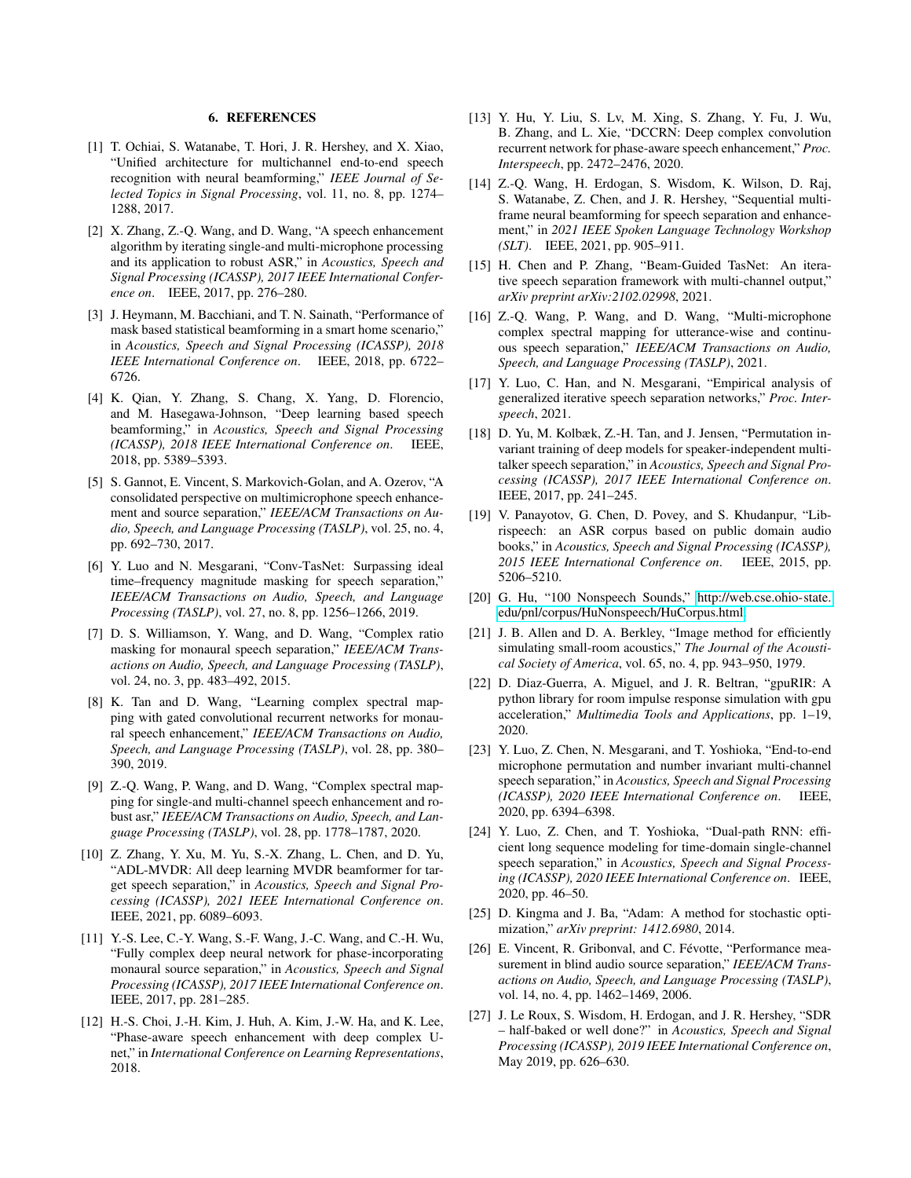## 6. REFERENCES

[1] T. Ochiai, S. Watanabe, T. Hori, J. R. Hershey, and X. Xiao, "Unified architecture for multichannel end-to-end speech recognition with neural beamforming," *IEEE Journal of Selected Topics in Signal Processing*, vol. 11, no. 8, pp. 1274–1288, 2017.

[2] X. Zhang, Z.-Q. Wang, and D. Wang, "A speech enhancement algorithm by iterating single-and multi-microphone processing and its application to robust ASR," in *Acoustics, Speech and Signal Processing (ICASSP), 2017 IEEE International Conference on*. IEEE, 2017, pp. 276–280.

[3] J. Heymann, M. Bacchiani, and T. N. Sainath, "Performance of mask based statistical beamforming in a smart home scenario," in *Acoustics, Speech and Signal Processing (ICASSP), 2018 IEEE International Conference on*. IEEE, 2018, pp. 6722–6726.

[4] K. Qian, Y. Zhang, S. Chang, X. Yang, D. Florencio, and M. Hasegawa-Johnson, "Deep learning based speech beamforming," in *Acoustics, Speech and Signal Processing (ICASSP), 2018 IEEE International Conference on*. IEEE, 2018, pp. 5389–5393.

[5] S. Gannot, E. Vincent, S. Markovich-Golan, and A. Ozerov, "A consolidated perspective on multimicrophone speech enhancement and source separation," *IEEE/ACM Transactions on Audio, Speech, and Language Processing (TASLP)*, vol. 25, no. 4, pp. 692–730, 2017.

[6] Y. Luo and N. Mesgarani, "Conv-TasNet: Surpassing ideal time–frequency magnitude masking for speech separation," *IEEE/ACM Transactions on Audio, Speech, and Language Processing (TASLP)*, vol. 27, no. 8, pp. 1256–1266, 2019.

[7] D. S. Williamson, Y. Wang, and D. Wang, "Complex ratio masking for monaural speech separation," *IEEE/ACM Transactions on Audio, Speech, and Language Processing (TASLP)*, vol. 24, no. 3, pp. 483–492, 2015.

[8] K. Tan and D. Wang, "Learning complex spectral mapping with gated convolutional recurrent networks for monaural speech enhancement," *IEEE/ACM Transactions on Audio, Speech, and Language Processing (TASLP)*, vol. 28, pp. 380–390, 2019.

[9] Z.-Q. Wang, P. Wang, and D. Wang, "Complex spectral mapping for single-and multi-channel speech enhancement and robust asr," *IEEE/ACM Transactions on Audio, Speech, and Language Processing (TASLP)*, vol. 28, pp. 1778–1787, 2020.

[10] Z. Zhang, Y. Xu, M. Yu, S.-X. Zhang, L. Chen, and D. Yu, "ADL-MVDR: All deep learning MVDR beamformer for target speech separation," in *Acoustics, Speech and Signal Processing (ICASSP), 2021 IEEE International Conference on*. IEEE, 2021, pp. 6089–6093.

[11] Y.-S. Lee, C.-Y. Wang, S.-F. Wang, J.-C. Wang, and C.-H. Wu, "Fully complex deep neural network for phase-incorporating monaural source separation," in *Acoustics, Speech and Signal Processing (ICASSP), 2017 IEEE International Conference on*. IEEE, 2017, pp. 281–285.

[12] H.-S. Choi, J.-H. Kim, J. Huh, A. Kim, J.-W. Ha, and K. Lee, "Phase-aware speech enhancement with deep complex U-net," in *International Conference on Learning Representations*, 2018.

[13] Y. Hu, Y. Liu, S. Lv, M. Xing, S. Zhang, Y. Fu, J. Wu, B. Zhang, and L. Xie, "DCCRN: Deep complex convolution recurrent network for phase-aware speech enhancement," *Proc. Interspeech*, pp. 2472–2476, 2020.

[14] Z.-Q. Wang, H. Erdogan, S. Wisdom, K. Wilson, D. Raj, S. Watanabe, Z. Chen, and J. R. Hershey, "Sequential multi-frame neural beamforming for speech separation and enhancement," in *2021 IEEE Spoken Language Technology Workshop (SLT)*. IEEE, 2021, pp. 905–911.

[15] H. Chen and P. Zhang, "Beam-Guided TasNet: An iterative speech separation framework with multi-channel output," *arXiv preprint arXiv:2102.02998*, 2021.

[16] Z.-Q. Wang, P. Wang, and D. Wang, "Multi-microphone complex spectral mapping for utterance-wise and continuous speech separation," *IEEE/ACM Transactions on Audio, Speech, and Language Processing (TASLP)*, 2021.

[17] Y. Luo, C. Han, and N. Mesgarani, "Empirical analysis of generalized iterative speech separation networks," *Proc. Interspeech*, 2021.

[18] D. Yu, M. Kolbæk, Z.-H. Tan, and J. Jensen, "Permutation invariant training of deep models for speaker-independent multi-talker speech separation," in *Acoustics, Speech and Signal Processing (ICASSP), 2017 IEEE International Conference on*. IEEE, 2017, pp. 241–245.

[19] V. Panayotov, G. Chen, D. Povey, and S. Khudanpur, "Librispeech: an ASR corpus based on public domain audio books," in *Acoustics, Speech and Signal Processing (ICASSP), 2015 IEEE International Conference on*. IEEE, 2015, pp. 5206–5210.

[20] G. Hu, "100 Nonspeech Sounds," http://web.cse.ohio-state.edu/pnl/corpus/HuNonspeech/HuCorpus.html.

[21] J. B. Allen and D. A. Berkley, "Image method for efficiently simulating small-room acoustics," *The Journal of the Acoustical Society of America*, vol. 65, no. 4, pp. 943–950, 1979.

[22] D. Diaz-Guerra, A. Miguel, and J. R. Beltran, "gpuRIR: A python library for room impulse response simulation with gpu acceleration," *Multimedia Tools and Applications*, pp. 1–19, 2020.

[23] Y. Luo, Z. Chen, N. Mesgarani, and T. Yoshioka, "End-to-end microphone permutation and number invariant multi-channel speech separation," in *Acoustics, Speech and Signal Processing (ICASSP), 2020 IEEE International Conference on*. IEEE, 2020, pp. 6394–6398.

[24] Y. Luo, Z. Chen, and T. Yoshioka, "Dual-path RNN: efficient long sequence modeling for time-domain single-channel speech separation," in *Acoustics, Speech and Signal Processing (ICASSP), 2020 IEEE International Conference on*. IEEE, 2020, pp. 46–50.

[25] D. Kingma and J. Ba, "Adam: A method for stochastic optimization," *arXiv preprint: 1412.6980*, 2014.

[26] E. Vincent, R. Gribonval, and C. Févotte, "Performance measurement in blind audio source separation," *IEEE/ACM Transactions on Audio, Speech, and Language Processing (TASLP)*, vol. 14, no. 4, pp. 1462–1469, 2006.

[27] J. Le Roux, S. Wisdom, H. Erdogan, and J. R. Hershey, "SDR – half-baked or well done?" in *Acoustics, Speech and Signal Processing (ICASSP), 2019 IEEE International Conference on*, May 2019, pp. 626–630.